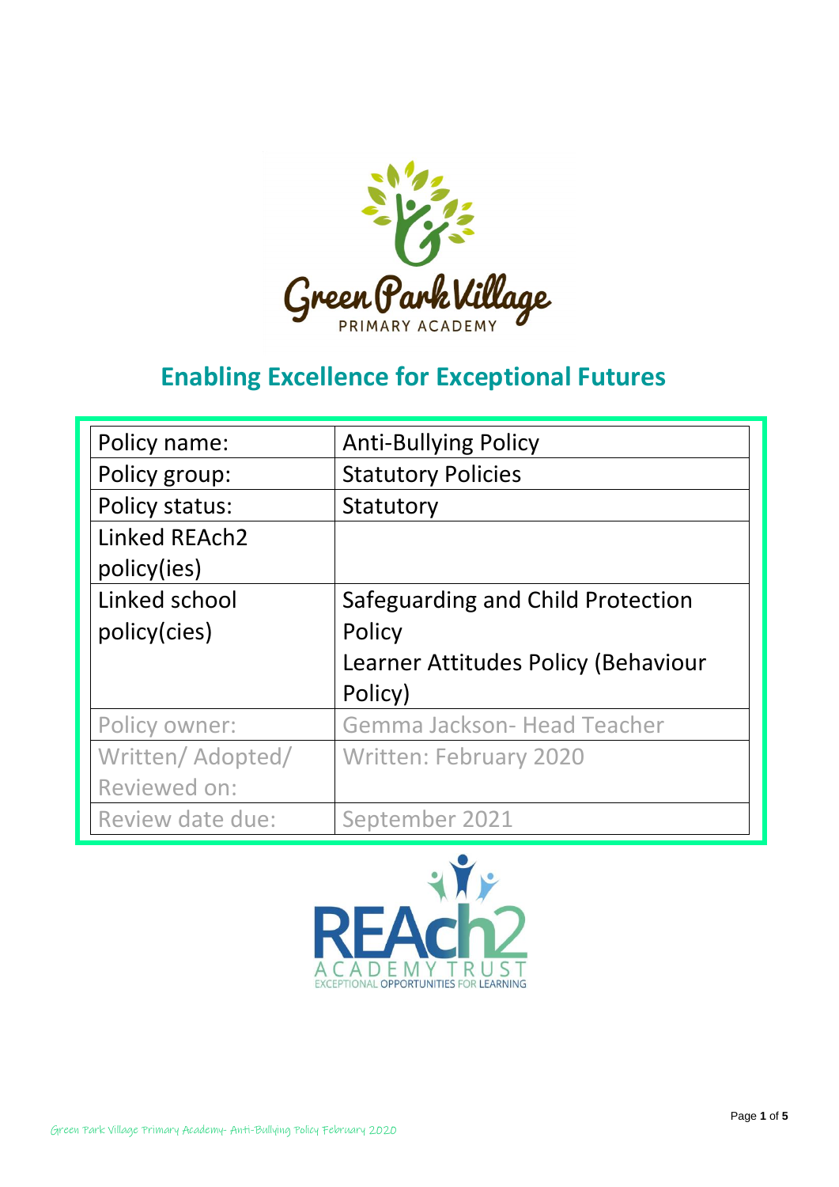Green Park Village
PRIMARY ACADEMY

## Enabling Excellence for Exceptional Futures

| Policy name: | Anti-Bullying Policy |
| --- | --- |
| Policy group: | Statutory Policies |
| Policy status: | Statutory |
| Linked REAch2 policy(ies) | |
| Linked school policy(cies) | Safeguarding and Child Protection Policy<br>Learner Attitudes Policy (Behaviour Policy) |
| Policy owner: | Gemma Jackson- Head Teacher |
| Written/ Adopted/ Reviewed on: | Written: February 2020 |
| Review date due: | September 2021 |

REAch2
ACADEMY TRUST
EXCEPTIONAL OPPORTUNITIES FOR LEARNING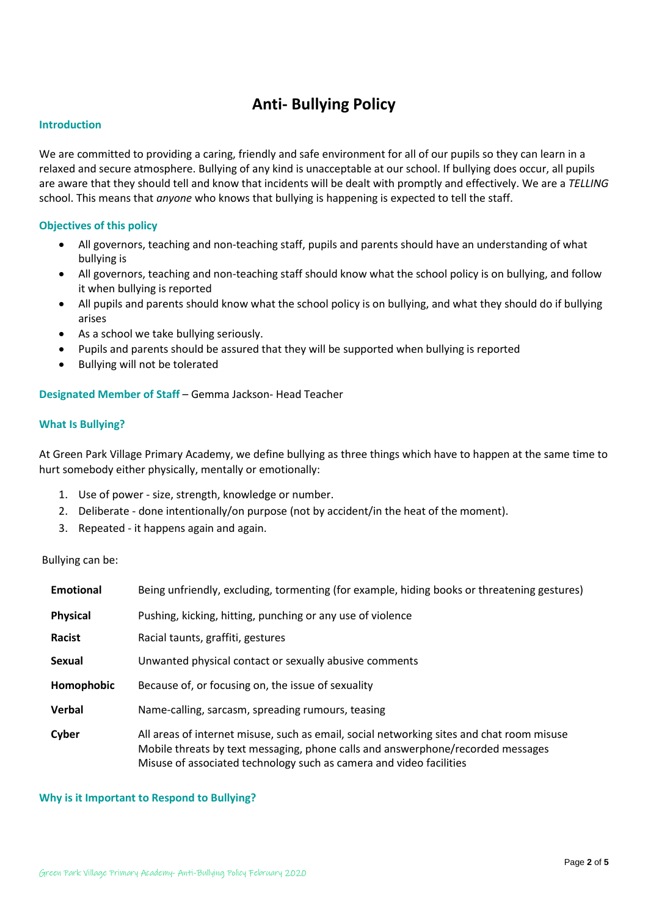# Anti- Bullying Policy

## Introduction

We are committed to providing a caring, friendly and safe environment for all of our pupils so they can learn in a relaxed and secure atmosphere. Bullying of any kind is unacceptable at our school. If bullying does occur, all pupils are aware that they should tell and know that incidents will be dealt with promptly and effectively. We are a *TELLING* school. This means that *anyone* who knows that bullying is happening is expected to tell the staff.

## Objectives of this policy

- All governors, teaching and non-teaching staff, pupils and parents should have an understanding of what bullying is
- All governors, teaching and non-teaching staff should know what the school policy is on bullying, and follow it when bullying is reported
- All pupils and parents should know what the school policy is on bullying, and what they should do if bullying arises
- As a school we take bullying seriously.
- Pupils and parents should be assured that they will be supported when bullying is reported
- Bullying will not be tolerated

**Designated Member of Staff** – Gemma Jackson- Head Teacher

## What Is Bullying?

At Green Park Village Primary Academy, we define bullying as three things which have to happen at the same time to hurt somebody either physically, mentally or emotionally:

1. Use of power - size, strength, knowledge or number.
2. Deliberate - done intentionally/on purpose (not by accident/in the heat of the moment).
3. Repeated - it happens again and again.

Bullying can be:

| | |
|---|---|
| **Emotional** | Being unfriendly, excluding, tormenting (for example, hiding books or threatening gestures) |
| **Physical** | Pushing, kicking, hitting, punching or any use of violence |
| **Racist** | Racial taunts, graffiti, gestures |
| **Sexual** | Unwanted physical contact or sexually abusive comments |
| **Homophobic** | Because of, or focusing on, the issue of sexuality |
| **Verbal** | Name-calling, sarcasm, spreading rumours, teasing |
| **Cyber** | All areas of internet misuse, such as email, social networking sites and chat room misuse<br>Mobile threats by text messaging, phone calls and answerphone/recorded messages<br>Misuse of associated technology such as camera and video facilities |

## Why is it Important to Respond to Bullying?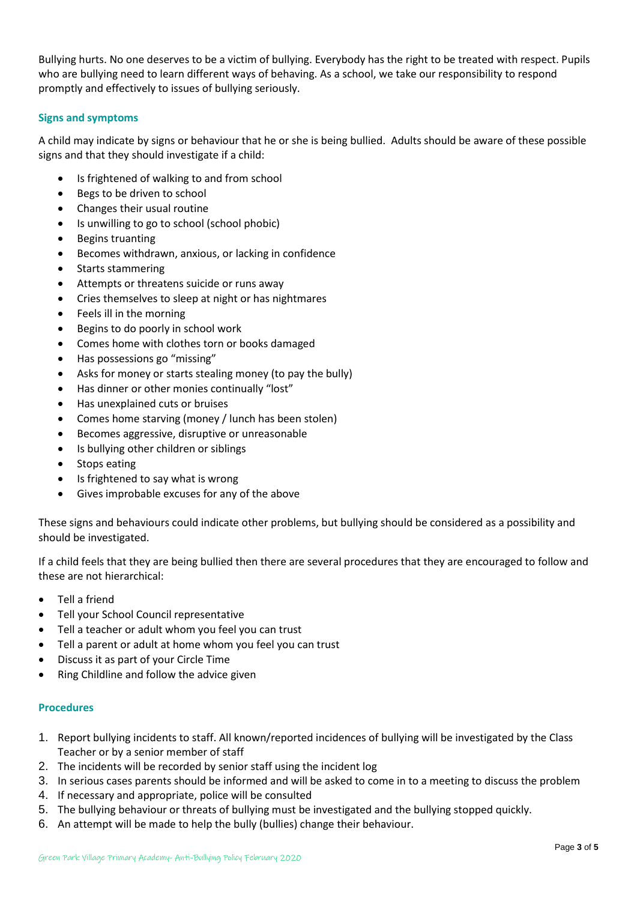Bullying hurts. No one deserves to be a victim of bullying. Everybody has the right to be treated with respect. Pupils who are bullying need to learn different ways of behaving. As a school, we take our responsibility to respond promptly and effectively to issues of bullying seriously.

### Signs and symptoms

A child may indicate by signs or behaviour that he or she is being bullied. Adults should be aware of these possible signs and that they should investigate if a child:

- Is frightened of walking to and from school
- Begs to be driven to school
- Changes their usual routine
- Is unwilling to go to school (school phobic)
- Begins truanting
- Becomes withdrawn, anxious, or lacking in confidence
- Starts stammering
- Attempts or threatens suicide or runs away
- Cries themselves to sleep at night or has nightmares
- Feels ill in the morning
- Begins to do poorly in school work
- Comes home with clothes torn or books damaged
- Has possessions go "missing"
- Asks for money or starts stealing money (to pay the bully)
- Has dinner or other monies continually "lost"
- Has unexplained cuts or bruises
- Comes home starving (money / lunch has been stolen)
- Becomes aggressive, disruptive or unreasonable
- Is bullying other children or siblings
- Stops eating
- Is frightened to say what is wrong
- Gives improbable excuses for any of the above

These signs and behaviours could indicate other problems, but bullying should be considered as a possibility and should be investigated.

If a child feels that they are being bullied then there are several procedures that they are encouraged to follow and these are not hierarchical:

- Tell a friend
- Tell your School Council representative
- Tell a teacher or adult whom you feel you can trust
- Tell a parent or adult at home whom you feel you can trust
- Discuss it as part of your Circle Time
- Ring Childline and follow the advice given

### Procedures

1. Report bullying incidents to staff. All known/reported incidences of bullying will be investigated by the Class Teacher or by a senior member of staff
2. The incidents will be recorded by senior staff using the incident log
3. In serious cases parents should be informed and will be asked to come in to a meeting to discuss the problem
4. If necessary and appropriate, police will be consulted
5. The bullying behaviour or threats of bullying must be investigated and the bullying stopped quickly.
6. An attempt will be made to help the bully (bullies) change their behaviour.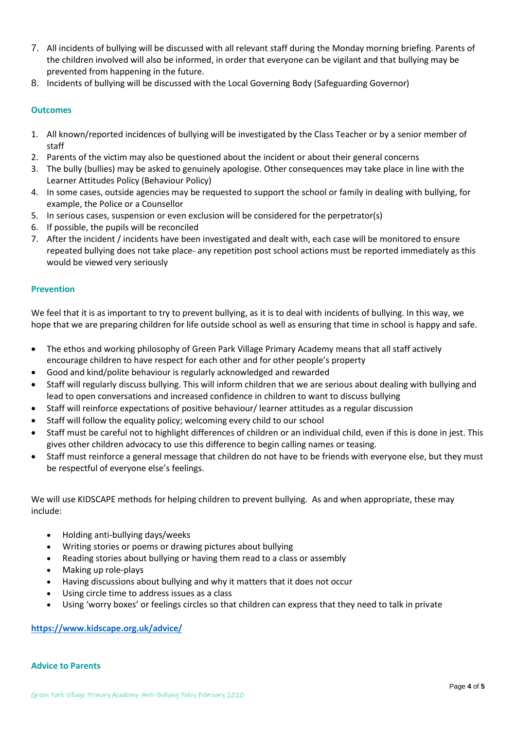7. All incidents of bullying will be discussed with all relevant staff during the Monday morning briefing. Parents of the children involved will also be informed, in order that everyone can be vigilant and that bullying may be prevented from happening in the future.
8. Incidents of bullying will be discussed with the Local Governing Body (Safeguarding Governor)

### Outcomes

1. All known/reported incidences of bullying will be investigated by the Class Teacher or by a senior member of staff
2. Parents of the victim may also be questioned about the incident or about their general concerns
3. The bully (bullies) may be asked to genuinely apologise. Other consequences may take place in line with the Learner Attitudes Policy (Behaviour Policy)
4. In some cases, outside agencies may be requested to support the school or family in dealing with bullying, for example, the Police or a Counsellor
5. In serious cases, suspension or even exclusion will be considered for the perpetrator(s)
6. If possible, the pupils will be reconciled
7. After the incident / incidents have been investigated and dealt with, each case will be monitored to ensure repeated bullying does not take place- any repetition post school actions must be reported immediately as this would be viewed very seriously

### Prevention

We feel that it is as important to try to prevent bullying, as it is to deal with incidents of bullying. In this way, we hope that we are preparing children for life outside school as well as ensuring that time in school is happy and safe.

- The ethos and working philosophy of Green Park Village Primary Academy means that all staff actively encourage children to have respect for each other and for other people's property
- Good and kind/polite behaviour is regularly acknowledged and rewarded
- Staff will regularly discuss bullying. This will inform children that we are serious about dealing with bullying and lead to open conversations and increased confidence in children to want to discuss bullying
- Staff will reinforce expectations of positive behaviour/ learner attitudes as a regular discussion
- Staff will follow the equality policy; welcoming every child to our school
- Staff must be careful not to highlight differences of children or an individual child, even if this is done in jest. This gives other children advocacy to use this difference to begin calling names or teasing.
- Staff must reinforce a general message that children do not have to be friends with everyone else, but they must be respectful of everyone else's feelings.

We will use KIDSCAPE methods for helping children to prevent bullying. As and when appropriate, these may include:

- Holding anti-bullying days/weeks
- Writing stories or poems or drawing pictures about bullying
- Reading stories about bullying or having them read to a class or assembly
- Making up role-plays
- Having discussions about bullying and why it matters that it does not occur
- Using circle time to address issues as a class
- Using 'worry boxes' or feelings circles so that children can express that they need to talk in private

**https://www.kidscape.org.uk/advice/**

### Advice to Parents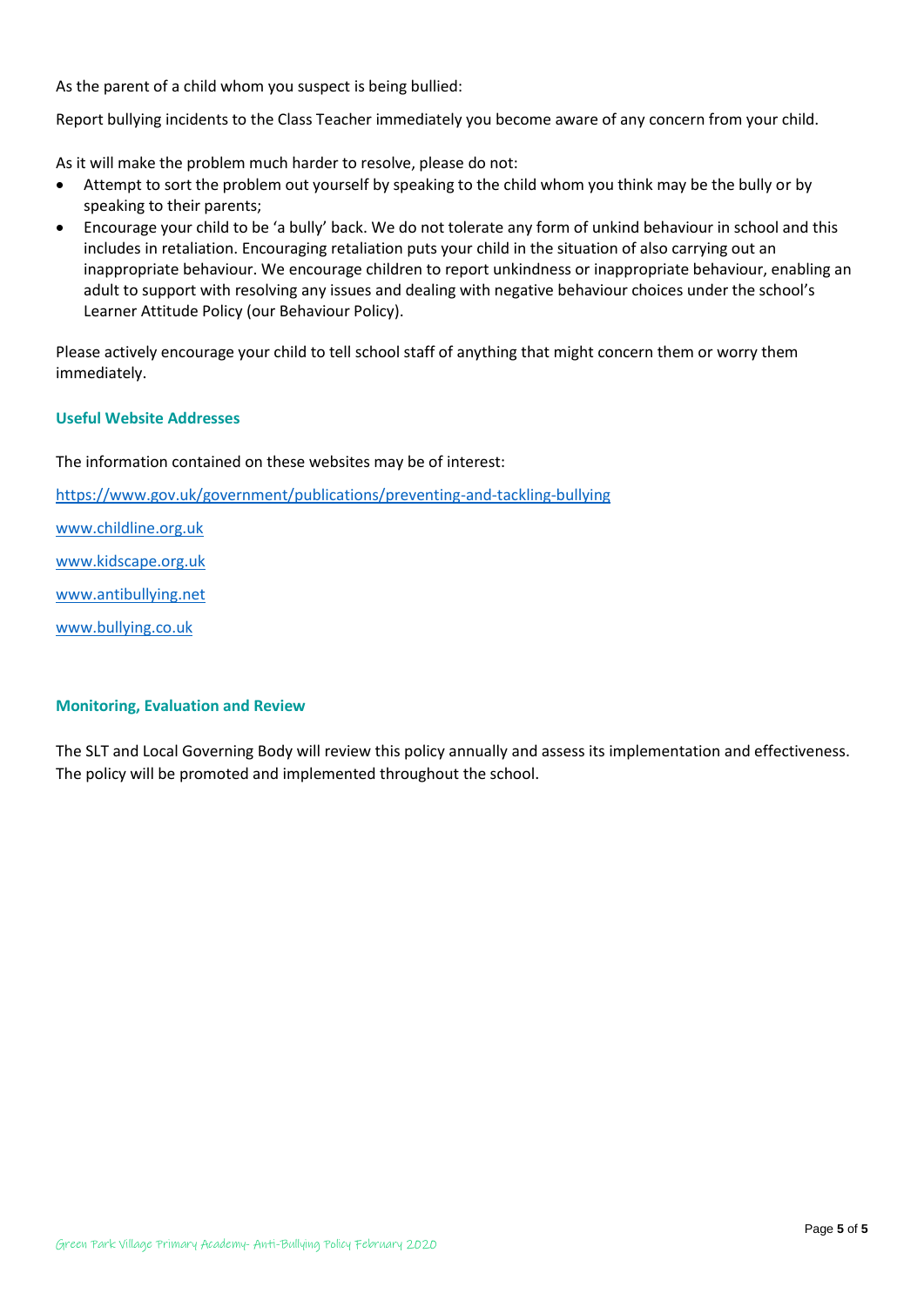As the parent of a child whom you suspect is being bullied:

Report bullying incidents to the Class Teacher immediately you become aware of any concern from your child.

As it will make the problem much harder to resolve, please do not:

- Attempt to sort the problem out yourself by speaking to the child whom you think may be the bully or by speaking to their parents;
- Encourage your child to be 'a bully' back. We do not tolerate any form of unkind behaviour in school and this includes in retaliation. Encouraging retaliation puts your child in the situation of also carrying out an inappropriate behaviour. We encourage children to report unkindness or inappropriate behaviour, enabling an adult to support with resolving any issues and dealing with negative behaviour choices under the school's Learner Attitude Policy (our Behaviour Policy).

Please actively encourage your child to tell school staff of anything that might concern them or worry them immediately.

### Useful Website Addresses

The information contained on these websites may be of interest:

https://www.gov.uk/government/publications/preventing-and-tackling-bullying

www.childline.org.uk

www.kidscape.org.uk

www.antibullying.net

www.bullying.co.uk

### Monitoring, Evaluation and Review

The SLT and Local Governing Body will review this policy annually and assess its implementation and effectiveness. The policy will be promoted and implemented throughout the school.